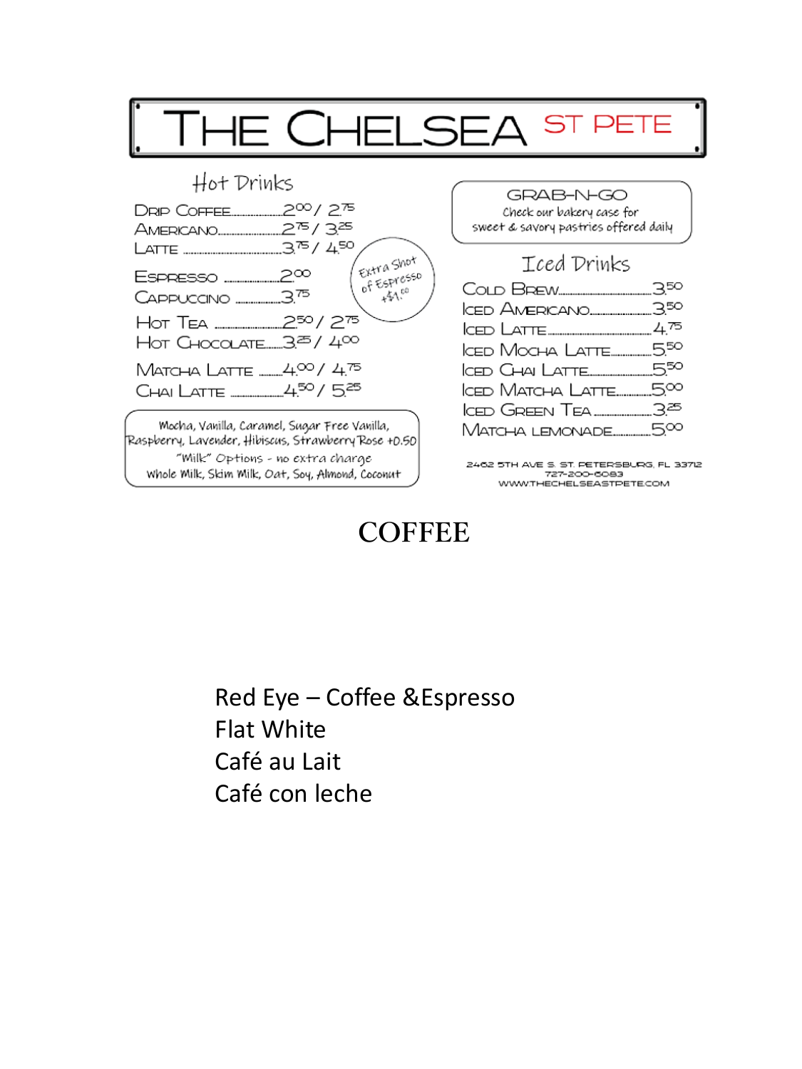# THE CHELSEA ST PETE

## Hot Drinks

| Item | Price |
|---|---|
| Drip Coffee | 2.00 / 2.75 |
| Americano | 2.75 / 3.25 |
| Latte | 3.75 / 4.50 |
| Espresso | 2.00 |
| Cappuccino | 3.75 |
| Hot Tea | 2.50 / 2.75 |
| Hot Chocolate | 3.25 / 4.00 |
| Matcha Latte | 4.00 / 4.75 |
| Chai Latte | 4.50 / 5.25 |

Extra Shot of Espresso +$1.00

Mocha, Vanilla, Caramel, Sugar Free Vanilla, Raspberry, Lavender, Hibiscus, Strawberry Rose +0.50

"Milk" Options - no extra charge
Whole Milk, Skim Milk, Oat, Soy, Almond, Coconut

## GRAB-N-GO

Check our bakery case for sweet & savory pastries offered daily

## Iced Drinks

| Item | Price |
|---|---|
| Cold Brew | 3.50 |
| Iced Americano | 3.50 |
| Iced Latte | 4.75 |
| Iced Mocha Latte | 5.50 |
| Iced Chai Latte | 5.50 |
| Iced Matcha Latte | 5.00 |
| Iced Green Tea | 3.25 |
| Matcha Lemonade | 5.00 |

2462 5TH AVE S. ST. PETERSBURG, FL 33712
727-200-6083
WWW.THECHELSEASTPETE.COM

# COFFEE

Red Eye – Coffee &Espresso
Flat White
Café au Lait
Café con leche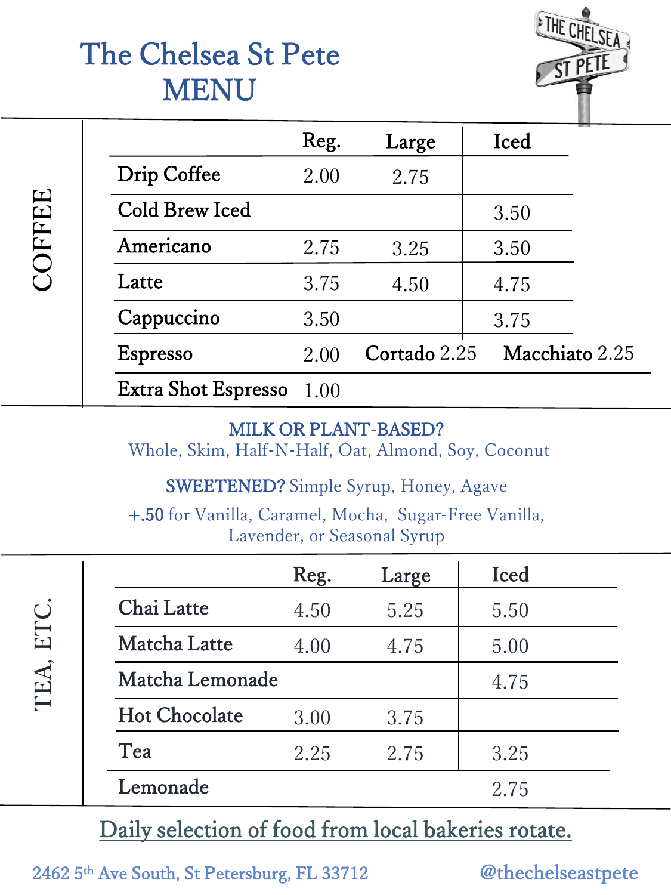# The Chelsea St Pete MENU

## COFFEE

| | Reg. | Large | Iced |
|---|---|---|---|
| Drip Coffee | 2.00 | 2.75 | |
| Cold Brew Iced | | | 3.50 |
| Americano | 2.75 | 3.25 | 3.50 |
| Latte | 3.75 | 4.50 | 4.75 |
| Cappuccino | 3.50 | | 3.75 |
| Espresso | 2.00 | Cortado 2.25 | Macchiato 2.25 |
| Extra Shot Espresso | 1.00 | | |

**MILK OR PLANT-BASED?**
Whole, Skim, Half-N-Half, Oat, Almond, Soy, Coconut

**SWEETENED?** Simple Syrup, Honey, Agave

**+.50** for Vanilla, Caramel, Mocha, Sugar-Free Vanilla, Lavender, or Seasonal Syrup

## TEA, ETC.

| | Reg. | Large | Iced |
|---|---|---|---|
| Chai Latte | 4.50 | 5.25 | 5.50 |
| Matcha Latte | 4.00 | 4.75 | 5.00 |
| Matcha Lemonade | | | 4.75 |
| Hot Chocolate | 3.00 | 3.75 | |
| Tea | 2.25 | 2.75 | 3.25 |
| Lemonade | | | 2.75 |

Daily selection of food from local bakeries rotate.

2462 5th Ave South, St Petersburg, FL 33712 @thechelseastpete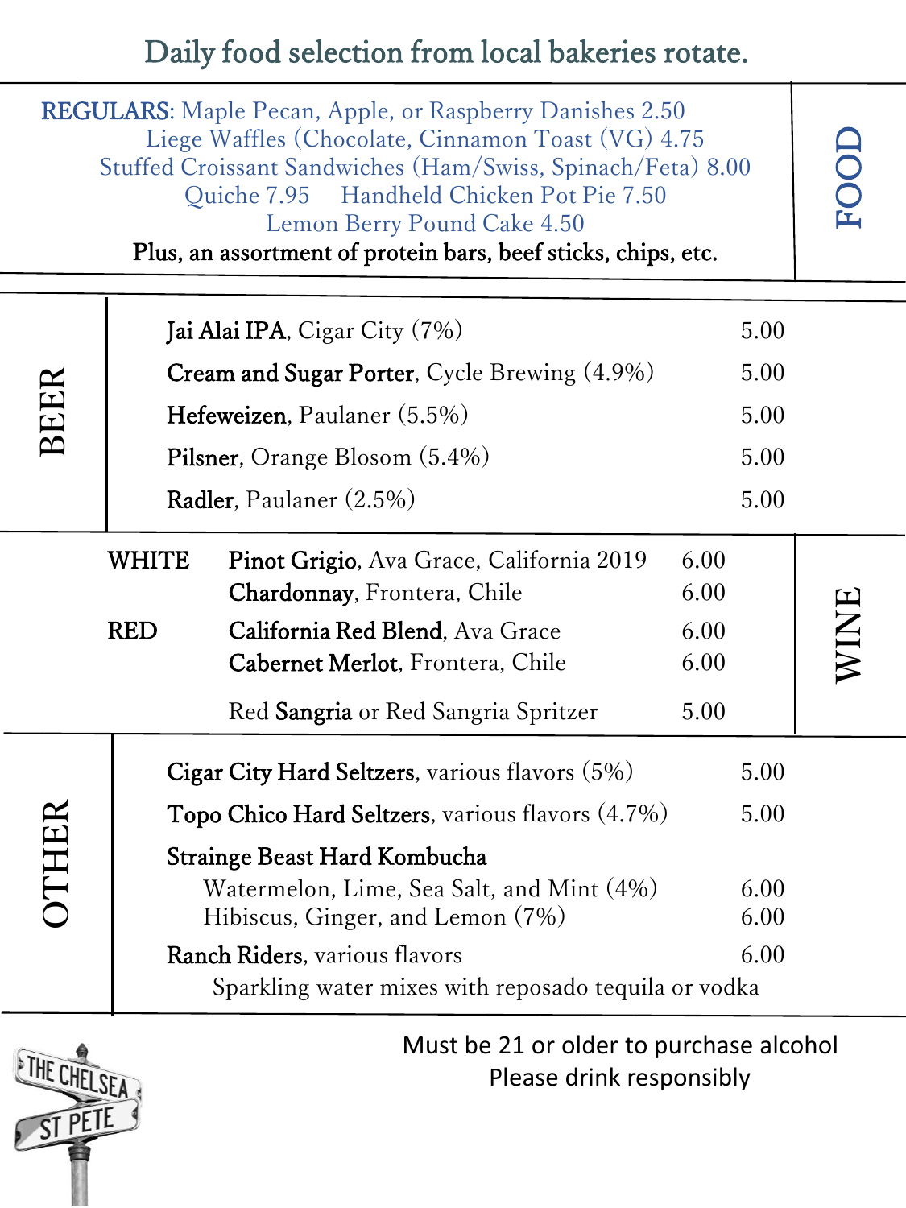Daily food selection from local bakeries rotate.

## FOOD

REGULARS: Maple Pecan, Apple, or Raspberry Danishes 2.50
Liege Waffles (Chocolate, Cinnamon Toast (VG) 4.75
Stuffed Croissant Sandwiches (Ham/Swiss, Spinach/Feta) 8.00
Quiche 7.95 Handheld Chicken Pot Pie 7.50
Lemon Berry Pound Cake 4.50

**Plus, an assortment of protein bars, beef sticks, chips, etc.**

## BEER

| | |
|---|---|
| **Jai Alai IPA**, Cigar City (7%) | 5.00 |
| **Cream and Sugar Porter**, Cycle Brewing (4.9%) | 5.00 |
| **Hefeweizen**, Paulaner (5.5%) | 5.00 |
| **Pilsner**, Orange Blosom (5.4%) | 5.00 |
| **Radler**, Paulaner (2.5%) | 5.00 |

## WINE

| | | |
|---|---|---|
| WHITE | **Pinot Grigio**, Ava Grace, California 2019 | 6.00 |
| | **Chardonnay**, Frontera, Chile | 6.00 |
| RED | **California Red Blend**, Ava Grace | 6.00 |
| | **Cabernet Merlot**, Frontera, Chile | 6.00 |
| | Red **Sangria** or Red Sangria Spritzer | 5.00 |

## OTHER

| | |
|---|---|
| **Cigar City Hard Seltzers**, various flavors (5%) | 5.00 |
| **Topo Chico Hard Seltzers**, various flavors (4.7%) | 5.00 |
| **Strainge Beast Hard Kombucha** | |
| Watermelon, Lime, Sea Salt, and Mint (4%) | 6.00 |
| Hibiscus, Ginger, and Lemon (7%) | 6.00 |
| **Ranch Riders**, various flavors | 6.00 |
| Sparkling water mixes with reposado tequila or vodka | |

THE CHELSEA
ST PETE

Must be 21 or older to purchase alcohol
Please drink responsibly